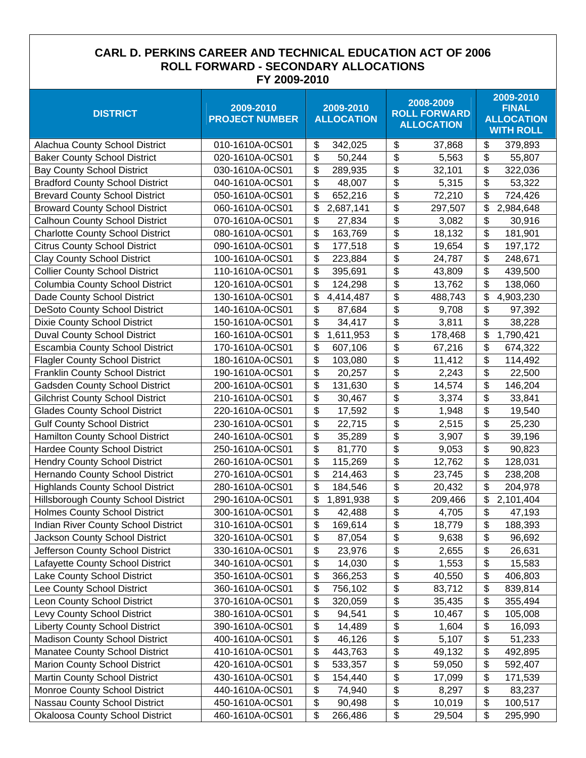# CARL D. PERKINS CAREER AND TECHNICAL EDUCATION ACT OF 2006
## ROLL FORWARD - SECONDARY ALLOCATIONS
## FY 2009-2010

| DISTRICT | 2009-2010 PROJECT NUMBER | 2009-2010 ALLOCATION | 2008-2009 ROLL FORWARD ALLOCATION | 2009-2010 FINAL ALLOCATION WITH ROLL |
|---|---|---|---|---|
| Alachua County School District | 010-1610A-0CS01 | $ 342,025 | $ 37,868 | $ 379,893 |
| Baker County School District | 020-1610A-0CS01 | $ 50,244 | $ 5,563 | $ 55,807 |
| Bay County School District | 030-1610A-0CS01 | $ 289,935 | $ 32,101 | $ 322,036 |
| Bradford County School District | 040-1610A-0CS01 | $ 48,007 | $ 5,315 | $ 53,322 |
| Brevard County School District | 050-1610A-0CS01 | $ 652,216 | $ 72,210 | $ 724,426 |
| Broward County School District | 060-1610A-0CS01 | $ 2,687,141 | $ 297,507 | $ 2,984,648 |
| Calhoun County School District | 070-1610A-0CS01 | $ 27,834 | $ 3,082 | $ 30,916 |
| Charlotte County School District | 080-1610A-0CS01 | $ 163,769 | $ 18,132 | $ 181,901 |
| Citrus County School District | 090-1610A-0CS01 | $ 177,518 | $ 19,654 | $ 197,172 |
| Clay County School District | 100-1610A-0CS01 | $ 223,884 | $ 24,787 | $ 248,671 |
| Collier County School District | 110-1610A-0CS01 | $ 395,691 | $ 43,809 | $ 439,500 |
| Columbia County School District | 120-1610A-0CS01 | $ 124,298 | $ 13,762 | $ 138,060 |
| Dade County School District | 130-1610A-0CS01 | $ 4,414,487 | $ 488,743 | $ 4,903,230 |
| DeSoto County School District | 140-1610A-0CS01 | $ 87,684 | $ 9,708 | $ 97,392 |
| Dixie County School District | 150-1610A-0CS01 | $ 34,417 | $ 3,811 | $ 38,228 |
| Duval County School District | 160-1610A-0CS01 | $ 1,611,953 | $ 178,468 | $ 1,790,421 |
| Escambia County School District | 170-1610A-0CS01 | $ 607,106 | $ 67,216 | $ 674,322 |
| Flagler County School District | 180-1610A-0CS01 | $ 103,080 | $ 11,412 | $ 114,492 |
| Franklin County School District | 190-1610A-0CS01 | $ 20,257 | $ 2,243 | $ 22,500 |
| Gadsden County School District | 200-1610A-0CS01 | $ 131,630 | $ 14,574 | $ 146,204 |
| Gilchrist County School District | 210-1610A-0CS01 | $ 30,467 | $ 3,374 | $ 33,841 |
| Glades County School District | 220-1610A-0CS01 | $ 17,592 | $ 1,948 | $ 19,540 |
| Gulf County School District | 230-1610A-0CS01 | $ 22,715 | $ 2,515 | $ 25,230 |
| Hamilton County School District | 240-1610A-0CS01 | $ 35,289 | $ 3,907 | $ 39,196 |
| Hardee County School District | 250-1610A-0CS01 | $ 81,770 | $ 9,053 | $ 90,823 |
| Hendry County School District | 260-1610A-0CS01 | $ 115,269 | $ 12,762 | $ 128,031 |
| Hernando County School District | 270-1610A-0CS01 | $ 214,463 | $ 23,745 | $ 238,208 |
| Highlands County School District | 280-1610A-0CS01 | $ 184,546 | $ 20,432 | $ 204,978 |
| Hillsborough County School District | 290-1610A-0CS01 | $ 1,891,938 | $ 209,466 | $ 2,101,404 |
| Holmes County School District | 300-1610A-0CS01 | $ 42,488 | $ 4,705 | $ 47,193 |
| Indian River County School District | 310-1610A-0CS01 | $ 169,614 | $ 18,779 | $ 188,393 |
| Jackson County School District | 320-1610A-0CS01 | $ 87,054 | $ 9,638 | $ 96,692 |
| Jefferson County School District | 330-1610A-0CS01 | $ 23,976 | $ 2,655 | $ 26,631 |
| Lafayette County School District | 340-1610A-0CS01 | $ 14,030 | $ 1,553 | $ 15,583 |
| Lake County School District | 350-1610A-0CS01 | $ 366,253 | $ 40,550 | $ 406,803 |
| Lee County School District | 360-1610A-0CS01 | $ 756,102 | $ 83,712 | $ 839,814 |
| Leon County School District | 370-1610A-0CS01 | $ 320,059 | $ 35,435 | $ 355,494 |
| Levy County School District | 380-1610A-0CS01 | $ 94,541 | $ 10,467 | $ 105,008 |
| Liberty County School District | 390-1610A-0CS01 | $ 14,489 | $ 1,604 | $ 16,093 |
| Madison County School District | 400-1610A-0CS01 | $ 46,126 | $ 5,107 | $ 51,233 |
| Manatee County School District | 410-1610A-0CS01 | $ 443,763 | $ 49,132 | $ 492,895 |
| Marion County School District | 420-1610A-0CS01 | $ 533,357 | $ 59,050 | $ 592,407 |
| Martin County School District | 430-1610A-0CS01 | $ 154,440 | $ 17,099 | $ 171,539 |
| Monroe County School District | 440-1610A-0CS01 | $ 74,940 | $ 8,297 | $ 83,237 |
| Nassau County School District | 450-1610A-0CS01 | $ 90,498 | $ 10,019 | $ 100,517 |
| Okaloosa County School District | 460-1610A-0CS01 | $ 266,486 | $ 29,504 | $ 295,990 |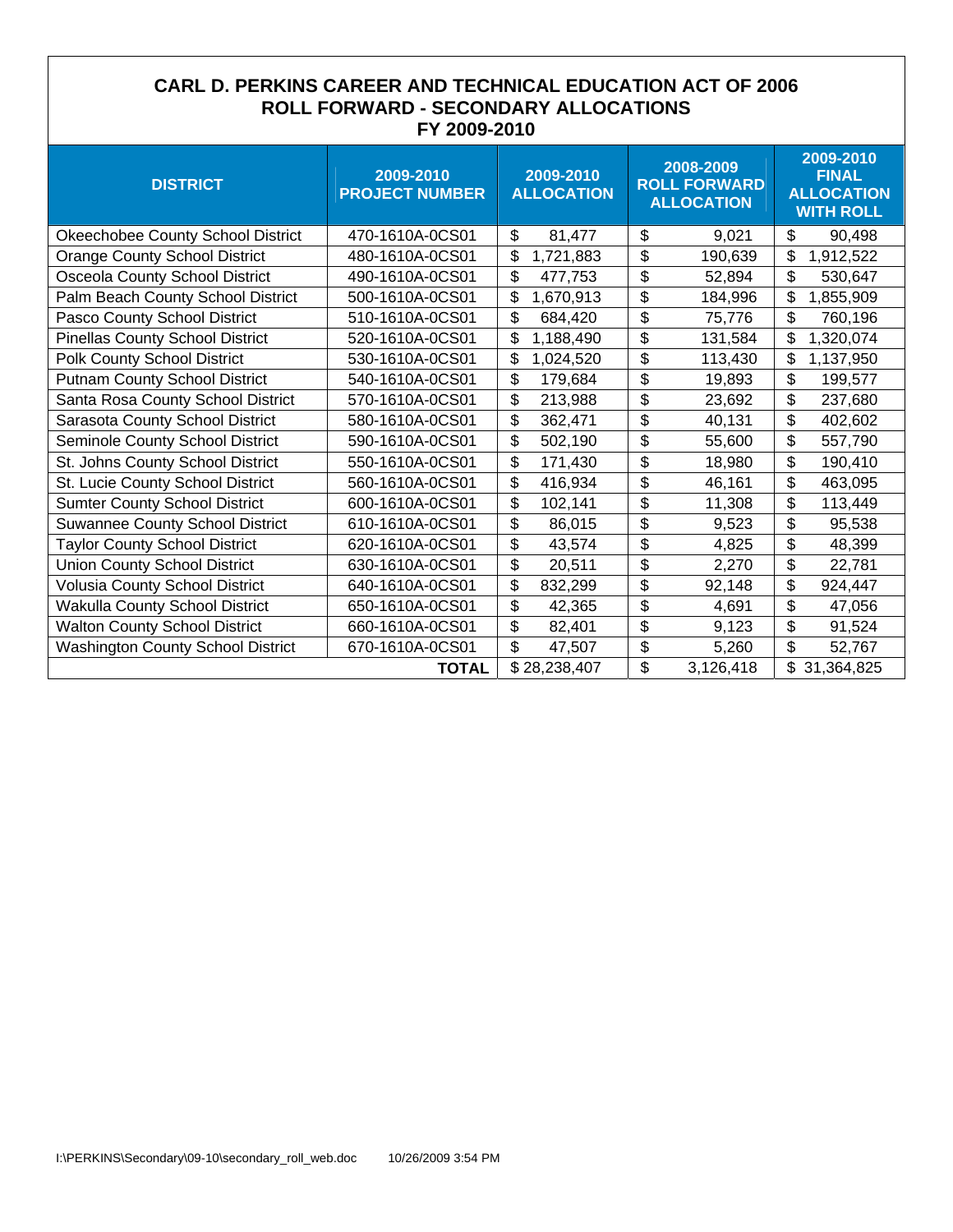# CARL D. PERKINS CAREER AND TECHNICAL EDUCATION ACT OF 2006
## ROLL FORWARD - SECONDARY ALLOCATIONS
## FY 2009-2010

| DISTRICT | 2009-2010 PROJECT NUMBER | 2009-2010 ALLOCATION | 2008-2009 ROLL FORWARD ALLOCATION | 2009-2010 FINAL ALLOCATION WITH ROLL |
|---|---|---|---|---|
| Okeechobee County School District | 470-1610A-0CS01 | $ 81,477 | $ 9,021 | $ 90,498 |
| Orange County School District | 480-1610A-0CS01 | $ 1,721,883 | $ 190,639 | $ 1,912,522 |
| Osceola County School District | 490-1610A-0CS01 | $ 477,753 | $ 52,894 | $ 530,647 |
| Palm Beach County School District | 500-1610A-0CS01 | $ 1,670,913 | $ 184,996 | $ 1,855,909 |
| Pasco County School District | 510-1610A-0CS01 | $ 684,420 | $ 75,776 | $ 760,196 |
| Pinellas County School District | 520-1610A-0CS01 | $ 1,188,490 | $ 131,584 | $ 1,320,074 |
| Polk County School District | 530-1610A-0CS01 | $ 1,024,520 | $ 113,430 | $ 1,137,950 |
| Putnam County School District | 540-1610A-0CS01 | $ 179,684 | $ 19,893 | $ 199,577 |
| Santa Rosa County School District | 570-1610A-0CS01 | $ 213,988 | $ 23,692 | $ 237,680 |
| Sarasota County School District | 580-1610A-0CS01 | $ 362,471 | $ 40,131 | $ 402,602 |
| Seminole County School District | 590-1610A-0CS01 | $ 502,190 | $ 55,600 | $ 557,790 |
| St. Johns County School District | 550-1610A-0CS01 | $ 171,430 | $ 18,980 | $ 190,410 |
| St. Lucie County School District | 560-1610A-0CS01 | $ 416,934 | $ 46,161 | $ 463,095 |
| Sumter County School District | 600-1610A-0CS01 | $ 102,141 | $ 11,308 | $ 113,449 |
| Suwannee County School District | 610-1610A-0CS01 | $ 86,015 | $ 9,523 | $ 95,538 |
| Taylor County School District | 620-1610A-0CS01 | $ 43,574 | $ 4,825 | $ 48,399 |
| Union County School District | 630-1610A-0CS01 | $ 20,511 | $ 2,270 | $ 22,781 |
| Volusia County School District | 640-1610A-0CS01 | $ 832,299 | $ 92,148 | $ 924,447 |
| Wakulla County School District | 650-1610A-0CS01 | $ 42,365 | $ 4,691 | $ 47,056 |
| Walton County School District | 660-1610A-0CS01 | $ 82,401 | $ 9,123 | $ 91,524 |
| Washington County School District | 670-1610A-0CS01 | $ 47,507 | $ 5,260 | $ 52,767 |
| | **TOTAL** | $ 28,238,407 | $ 3,126,418 | $ 31,364,825 |

I:\PERKINS\Secondary\09-10\secondary_roll_web.doc 10/26/2009 3:54 PM